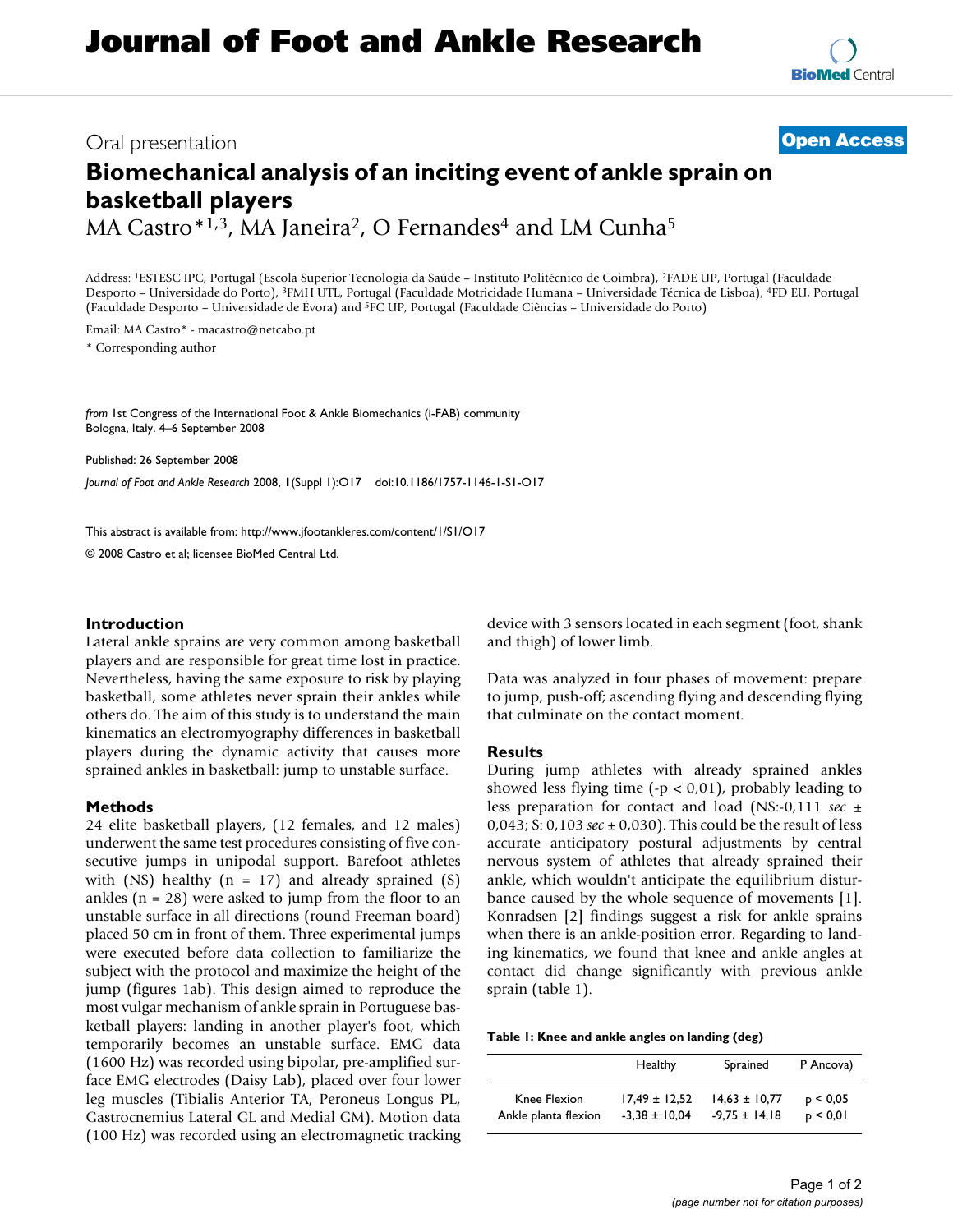# Journal of Foot and Ankle Research

Oral presentation

**Open Access**

## Biomechanical analysis of an inciting event of ankle sprain on basketball players

MA Castro*[1,3], MA Janeira[2], O Fernandes[4] and LM Cunha[5]

Address: [1]ESTESC IPC, Portugal (Escola Superior Tecnologia da Saúde – Instituto Politécnico de Coimbra), [2]FADE UP, Portugal (Faculdade Desporto – Universidade do Porto), [3]FMH UTL, Portugal (Faculdade Motricidade Humana – Universidade Técnica de Lisboa), [4]FD EU, Portugal (Faculdade Desporto – Universidade de Évora) and [5]FC UP, Portugal (Faculdade Ciências – Universidade do Porto)

Email: MA Castro* - macastro@netcabo.pt

* Corresponding author

*from* 1st Congress of the International Foot & Ankle Biomechanics (i-FAB) community
Bologna, Italy. 4–6 September 2008

Published: 26 September 2008

*Journal of Foot and Ankle Research* 2008, **1**(Suppl 1):O17 doi:10.1186/1757-1146-1-S1-O17

This abstract is available from: http://www.jfootankleres.com/content/1/S1/O17

© 2008 Castro et al; licensee BioMed Central Ltd.

### Introduction

Lateral ankle sprains are very common among basketball players and are responsible for great time lost in practice. Nevertheless, having the same exposure to risk by playing basketball, some athletes never sprain their ankles while others do. The aim of this study is to understand the main kinematics an electromyography differences in basketball players during the dynamic activity that causes more sprained ankles in basketball: jump to unstable surface.

### Methods

24 elite basketball players, (12 females, and 12 males) underwent the same test procedures consisting of five consecutive jumps in unipodal support. Barefoot athletes with (NS) healthy (n = 17) and already sprained (S) ankles (n = 28) were asked to jump from the floor to an unstable surface in all directions (round Freeman board) placed 50 cm in front of them. Three experimental jumps were executed before data collection to familiarize the subject with the protocol and maximize the height of the jump (figures 1ab). This design aimed to reproduce the most vulgar mechanism of ankle sprain in Portuguese basketball players: landing in another player's foot, which temporarily becomes an unstable surface. EMG data (1600 Hz) was recorded using bipolar, pre-amplified surface EMG electrodes (Daisy Lab), placed over four lower leg muscles (Tibialis Anterior TA, Peroneus Longus PL, Gastrocnemius Lateral GL and Medial GM). Motion data (100 Hz) was recorded using an electromagnetic tracking device with 3 sensors located in each segment (foot, shank and thigh) of lower limb.

Data was analyzed in four phases of movement: prepare to jump, push-off; ascending flying and descending flying that culminate on the contact moment.

### Results

During jump athletes with already sprained ankles showed less flying time (-p < 0,01), probably leading to less preparation for contact and load (NS:-0,111 *sec* ± 0,043; S: 0,103 *sec* ± 0,030). This could be the result of less accurate anticipatory postural adjustments by central nervous system of athletes that already sprained their ankle, which wouldn't anticipate the equilibrium disturbance caused by the whole sequence of movements [1]. Konradsen [2] findings suggest a risk for ankle sprains when there is an ankle-position error. Regarding to landing kinematics, we found that knee and ankle angles at contact did change significantly with previous ankle sprain (table 1).

**Table 1: Knee and ankle angles on landing (deg)**

| | Healthy | Sprained | P Ancova) |
|---|---|---|---|
| Knee Flexion | 17,49 ± 12,52 | 14,63 ± 10,77 | p < 0,05 |
| Ankle planta flexion | -3,38 ± 10,04 | -9,75 ± 14,18 | p < 0,01 |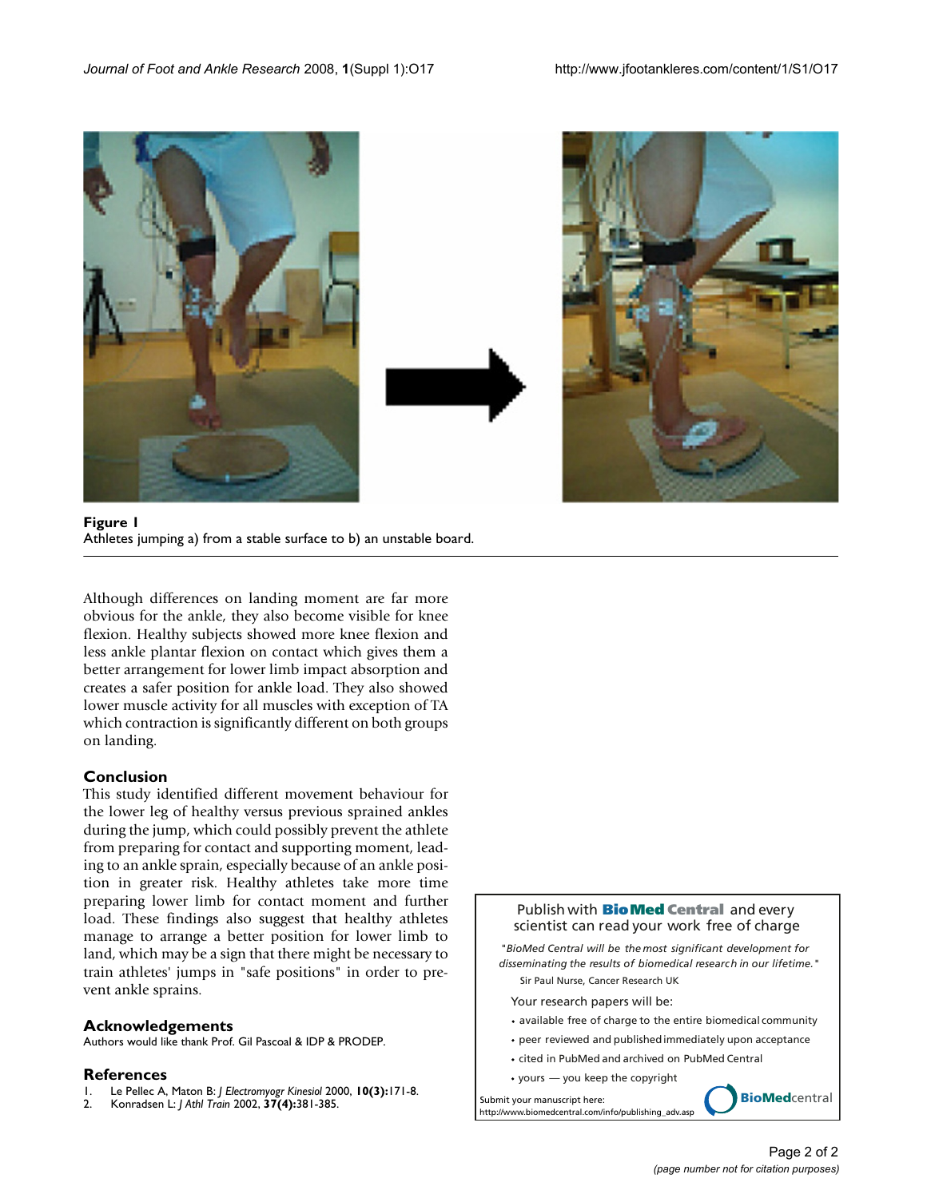**Figure 1**
Athletes jumping a) from a stable surface to b) an unstable board.

Although differences on landing moment are far more obvious for the ankle, they also become visible for knee flexion. Healthy subjects showed more knee flexion and less ankle plantar flexion on contact which gives them a better arrangement for lower limb impact absorption and creates a safer position for ankle load. They also showed lower muscle activity for all muscles with exception of TA which contraction is significantly different on both groups on landing.

## Conclusion

This study identified different movement behaviour for the lower leg of healthy versus previous sprained ankles during the jump, which could possibly prevent the athlete from preparing for contact and supporting moment, leading to an ankle sprain, especially because of an ankle position in greater risk. Healthy athletes take more time preparing lower limb for contact moment and further load. These findings also suggest that healthy athletes manage to arrange a better position for lower limb to land, which may be a sign that there might be necessary to train athletes' jumps in "safe positions" in order to prevent ankle sprains.

## Acknowledgements

Authors would like thank Prof. Gil Pascoal & IDP & PRODEP.

## References

1. Le Pellec A, Maton B: *J Electromyogr Kinesiol* 2000, **10(3):**171-8.
2. Konradsen L: *J Athl Train* 2002, **37(4):**381-385.